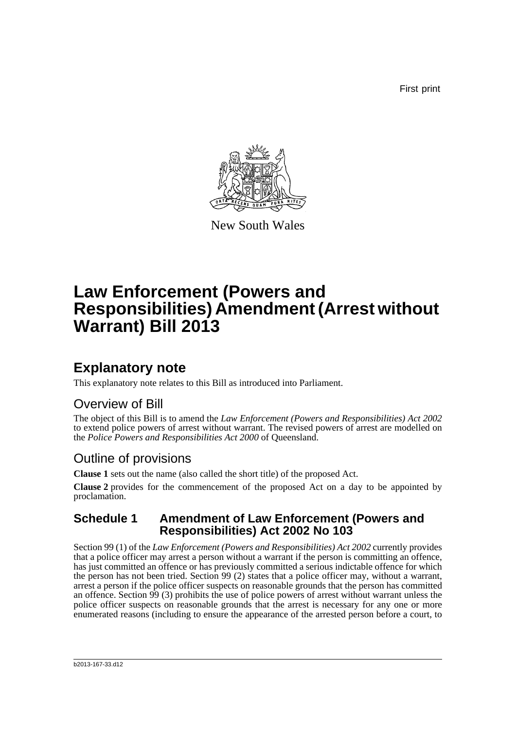First print

New South Wales

# Law Enforcement (Powers and Responsibilities) Amendment (Arrest without Warrant) Bill 2013

## Explanatory note

This explanatory note relates to this Bill as introduced into Parliament.

### Overview of Bill

The object of this Bill is to amend the *Law Enforcement (Powers and Responsibilities) Act 2002* to extend police powers of arrest without warrant. The revised powers of arrest are modelled on the *Police Powers and Responsibilities Act 2000* of Queensland.

### Outline of provisions

**Clause 1** sets out the name (also called the short title) of the proposed Act.

**Clause 2** provides for the commencement of the proposed Act on a day to be appointed by proclamation.

### Schedule 1 Amendment of Law Enforcement (Powers and Responsibilities) Act 2002 No 103

Section 99 (1) of the *Law Enforcement (Powers and Responsibilities) Act 2002* currently provides that a police officer may arrest a person without a warrant if the person is committing an offence, has just committed an offence or has previously committed a serious indictable offence for which the person has not been tried. Section 99 (2) states that a police officer may, without a warrant, arrest a person if the police officer suspects on reasonable grounds that the person has committed an offence. Section 99 (3) prohibits the use of police powers of arrest without warrant unless the police officer suspects on reasonable grounds that the arrest is necessary for any one or more enumerated reasons (including to ensure the appearance of the arrested person before a court, to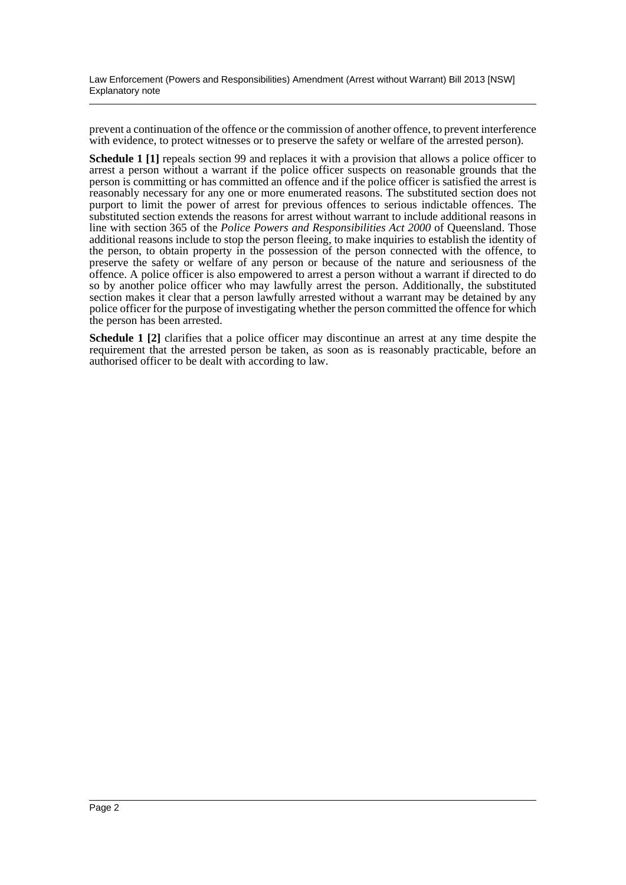prevent a continuation of the offence or the commission of another offence, to prevent interference with evidence, to protect witnesses or to preserve the safety or welfare of the arrested person).

**Schedule 1 [1]** repeals section 99 and replaces it with a provision that allows a police officer to arrest a person without a warrant if the police officer suspects on reasonable grounds that the person is committing or has committed an offence and if the police officer is satisfied the arrest is reasonably necessary for any one or more enumerated reasons. The substituted section does not purport to limit the power of arrest for previous offences to serious indictable offences. The substituted section extends the reasons for arrest without warrant to include additional reasons in line with section 365 of the *Police Powers and Responsibilities Act 2000* of Queensland. Those additional reasons include to stop the person fleeing, to make inquiries to establish the identity of the person, to obtain property in the possession of the person connected with the offence, to preserve the safety or welfare of any person or because of the nature and seriousness of the offence. A police officer is also empowered to arrest a person without a warrant if directed to do so by another police officer who may lawfully arrest the person. Additionally, the substituted section makes it clear that a person lawfully arrested without a warrant may be detained by any police officer for the purpose of investigating whether the person committed the offence for which the person has been arrested.

**Schedule 1 [2]** clarifies that a police officer may discontinue an arrest at any time despite the requirement that the arrested person be taken, as soon as is reasonably practicable, before an authorised officer to be dealt with according to law.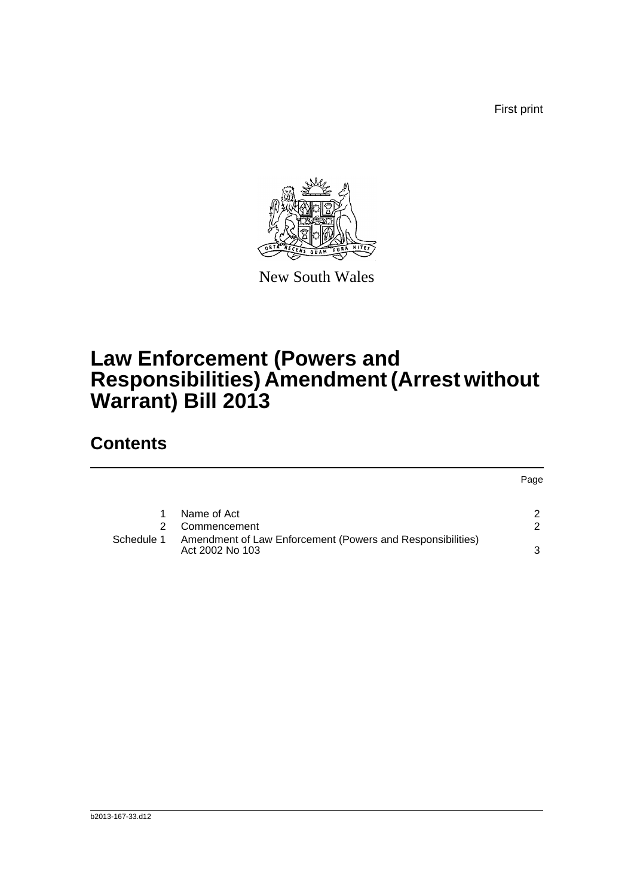First print

New South Wales

# Law Enforcement (Powers and Responsibilities) Amendment (Arrest without Warrant) Bill 2013

## Contents

| | | Page |
|---|---|---|
| 1 | Name of Act | 2 |
| 2 | Commencement | 2 |
| Schedule 1 | Amendment of Law Enforcement (Powers and Responsibilities) Act 2002 No 103 | 3 |

b2013-167-33.d12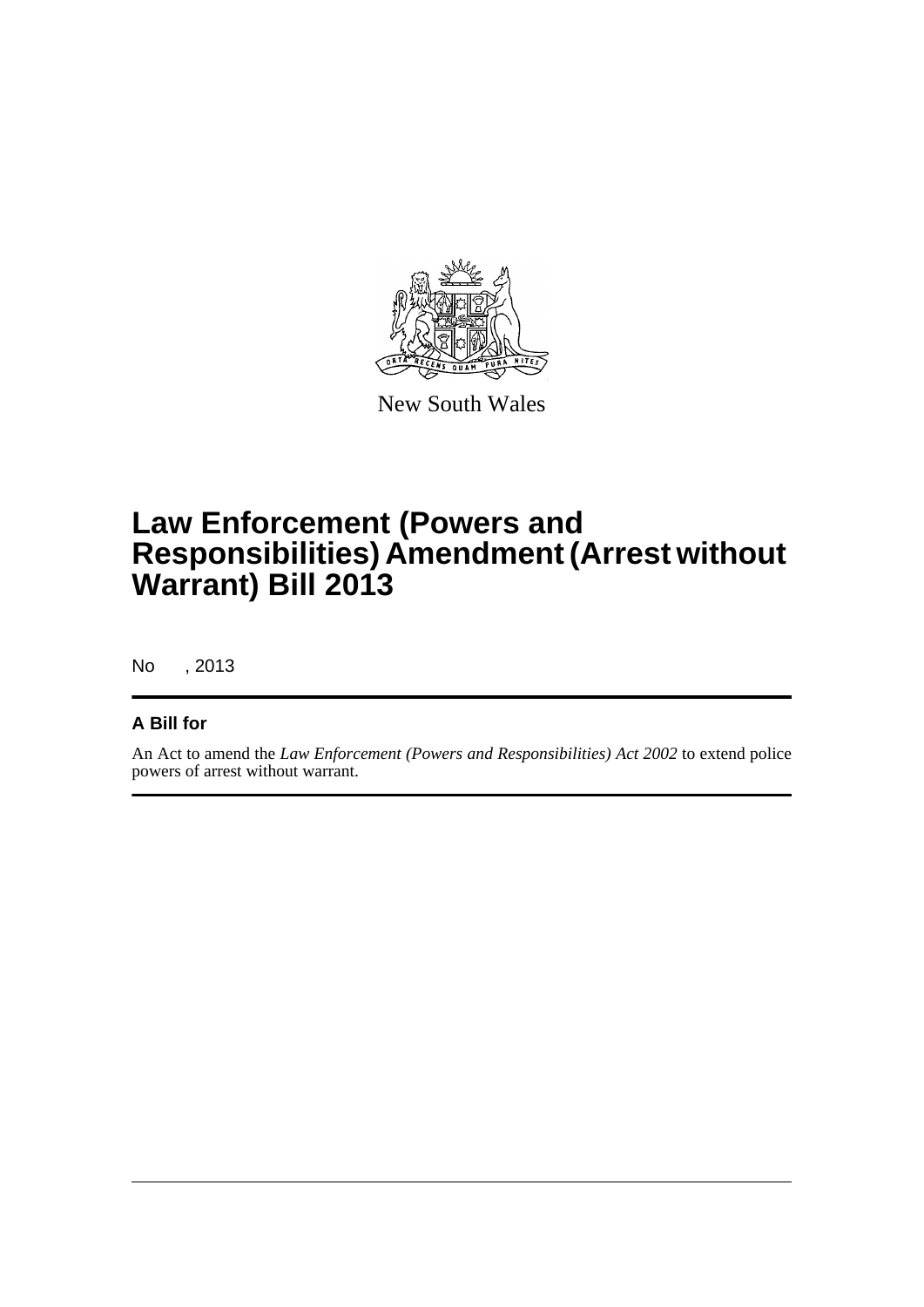New South Wales

# Law Enforcement (Powers and Responsibilities) Amendment (Arrest without Warrant) Bill 2013

No , 2013

## A Bill for

An Act to amend the *Law Enforcement (Powers and Responsibilities) Act 2002* to extend police powers of arrest without warrant.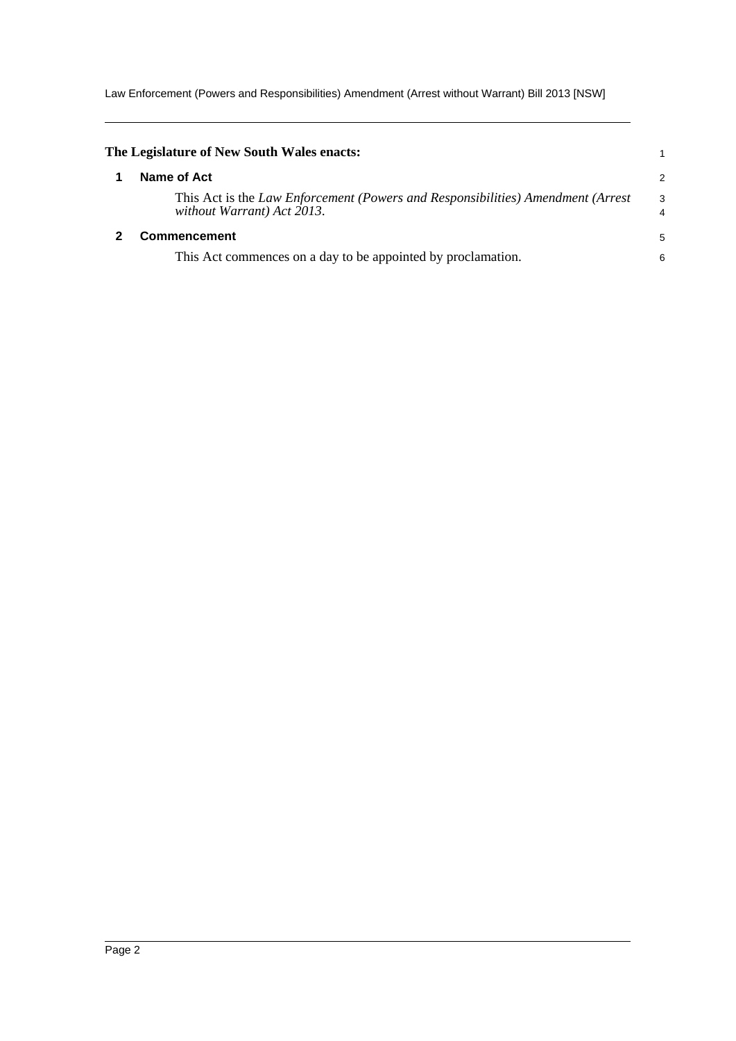**The Legislature of New South Wales enacts:**

## 1 Name of Act

This Act is the *Law Enforcement (Powers and Responsibilities) Amendment (Arrest without Warrant) Act 2013*.

## 2 Commencement

This Act commences on a day to be appointed by proclamation.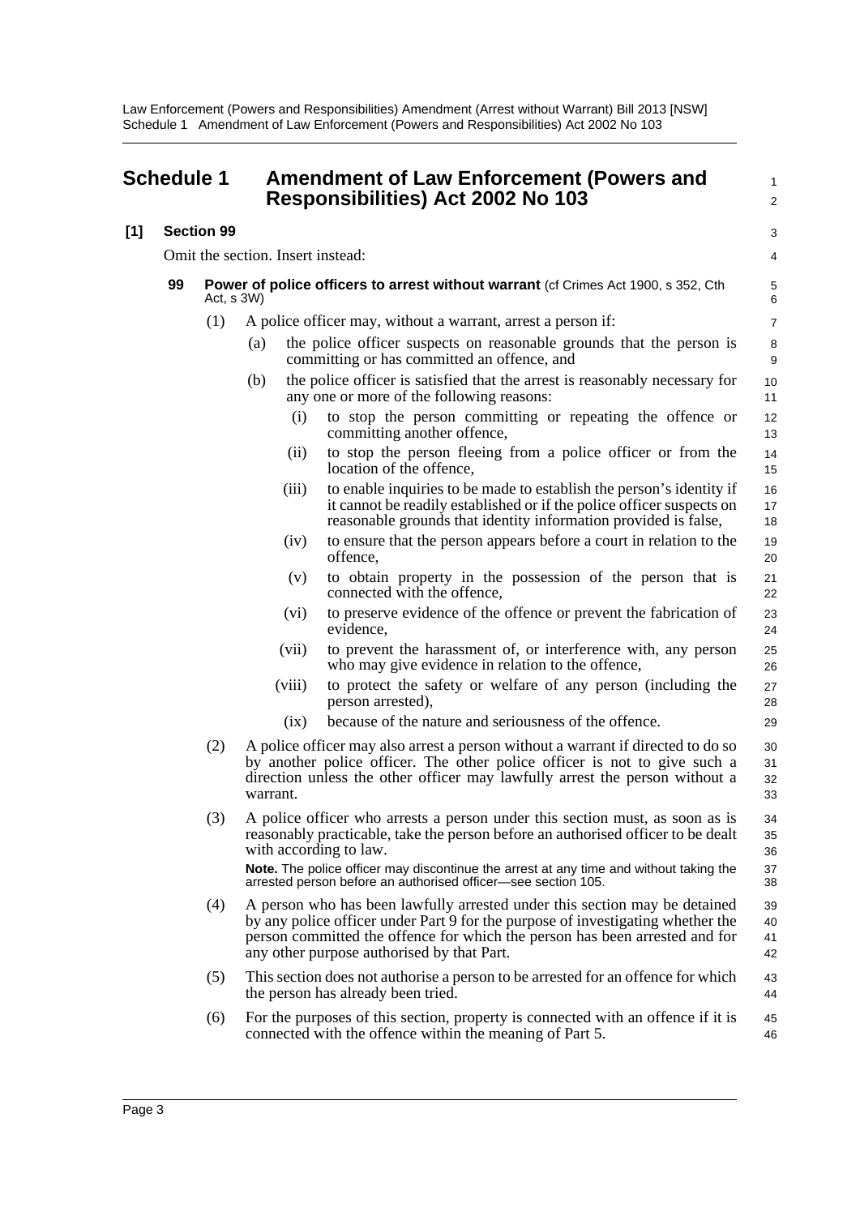# Schedule 1 Amendment of Law Enforcement (Powers and Responsibilities) Act 2002 No 103

**[1] Section 99**

Omit the section. Insert instead:

**99 Power of police officers to arrest without warrant** (cf Crimes Act 1900, s 352, Cth Act, s 3W)

(1) A police officer may, without a warrant, arrest a person if:

(a) the police officer suspects on reasonable grounds that the person is committing or has committed an offence, and

(b) the police officer is satisfied that the arrest is reasonably necessary for any one or more of the following reasons:

(i) to stop the person committing or repeating the offence or committing another offence,

(ii) to stop the person fleeing from a police officer or from the location of the offence,

(iii) to enable inquiries to be made to establish the person's identity if it cannot be readily established or if the police officer suspects on reasonable grounds that identity information provided is false,

(iv) to ensure that the person appears before a court in relation to the offence,

(v) to obtain property in the possession of the person that is connected with the offence,

(vi) to preserve evidence of the offence or prevent the fabrication of evidence,

(vii) to prevent the harassment of, or interference with, any person who may give evidence in relation to the offence,

(viii) to protect the safety or welfare of any person (including the person arrested),

(ix) because of the nature and seriousness of the offence.

(2) A police officer may also arrest a person without a warrant if directed to do so by another police officer. The other police officer is not to give such a direction unless the other officer may lawfully arrest the person without a warrant.

(3) A police officer who arrests a person under this section must, as soon as is reasonably practicable, take the person before an authorised officer to be dealt with according to law.

**Note.** The police officer may discontinue the arrest at any time and without taking the arrested person before an authorised officer—see section 105.

(4) A person who has been lawfully arrested under this section may be detained by any police officer under Part 9 for the purpose of investigating whether the person committed the offence for which the person has been arrested and for any other purpose authorised by that Part.

(5) This section does not authorise a person to be arrested for an offence for which the person has already been tried.

(6) For the purposes of this section, property is connected with an offence if it is connected with the offence within the meaning of Part 5.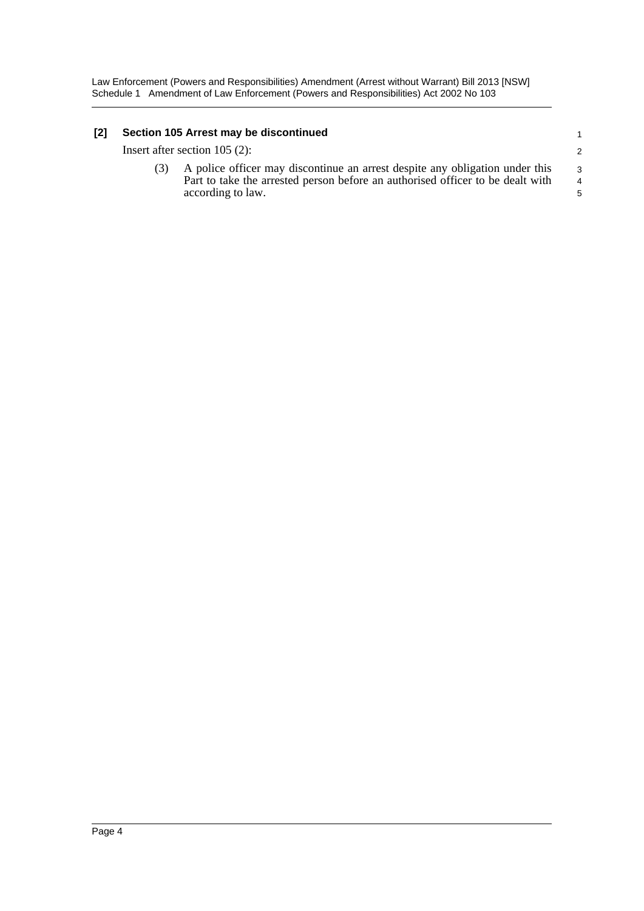**[2] Section 105 Arrest may be discontinued**

Insert after section 105 (2):

(3) A police officer may discontinue an arrest despite any obligation under this Part to take the arrested person before an authorised officer to be dealt with according to law.